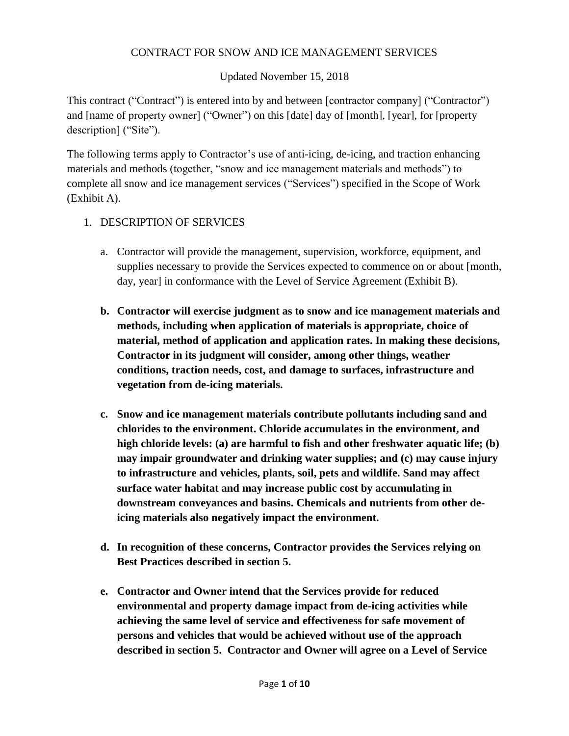# CONTRACT FOR SNOW AND ICE MANAGEMENT SERVICES

Updated November 15, 2018

This contract ("Contract") is entered into by and between [contractor company] ("Contractor") and [name of property owner] ("Owner") on this [date] day of [month], [year], for [property description] ("Site").

The following terms apply to Contractor's use of anti-icing, de-icing, and traction enhancing materials and methods (together, "snow and ice management materials and methods") to complete all snow and ice management services ("Services") specified in the Scope of Work (Exhibit A).

1. DESCRIPTION OF SERVICES

   a. Contractor will provide the management, supervision, workforce, equipment, and supplies necessary to provide the Services expected to commence on or about [month, day, year] in conformance with the Level of Service Agreement (Exhibit B).

   **b. Contractor will exercise judgment as to snow and ice management materials and methods, including when application of materials is appropriate, choice of material, method of application and application rates. In making these decisions, Contractor in its judgment will consider, among other things, weather conditions, traction needs, cost, and damage to surfaces, infrastructure and vegetation from de-icing materials.**

   **c. Snow and ice management materials contribute pollutants including sand and chlorides to the environment. Chloride accumulates in the environment, and high chloride levels: (a) are harmful to fish and other freshwater aquatic life; (b) may impair groundwater and drinking water supplies; and (c) may cause injury to infrastructure and vehicles, plants, soil, pets and wildlife. Sand may affect surface water habitat and may increase public cost by accumulating in downstream conveyances and basins. Chemicals and nutrients from other de-icing materials also negatively impact the environment.**

   **d. In recognition of these concerns, Contractor provides the Services relying on Best Practices described in section 5.**

   **e. Contractor and Owner intend that the Services provide for reduced environmental and property damage impact from de-icing activities while achieving the same level of service and effectiveness for safe movement of persons and vehicles that would be achieved without use of the approach described in section 5. Contractor and Owner will agree on a Level of Service**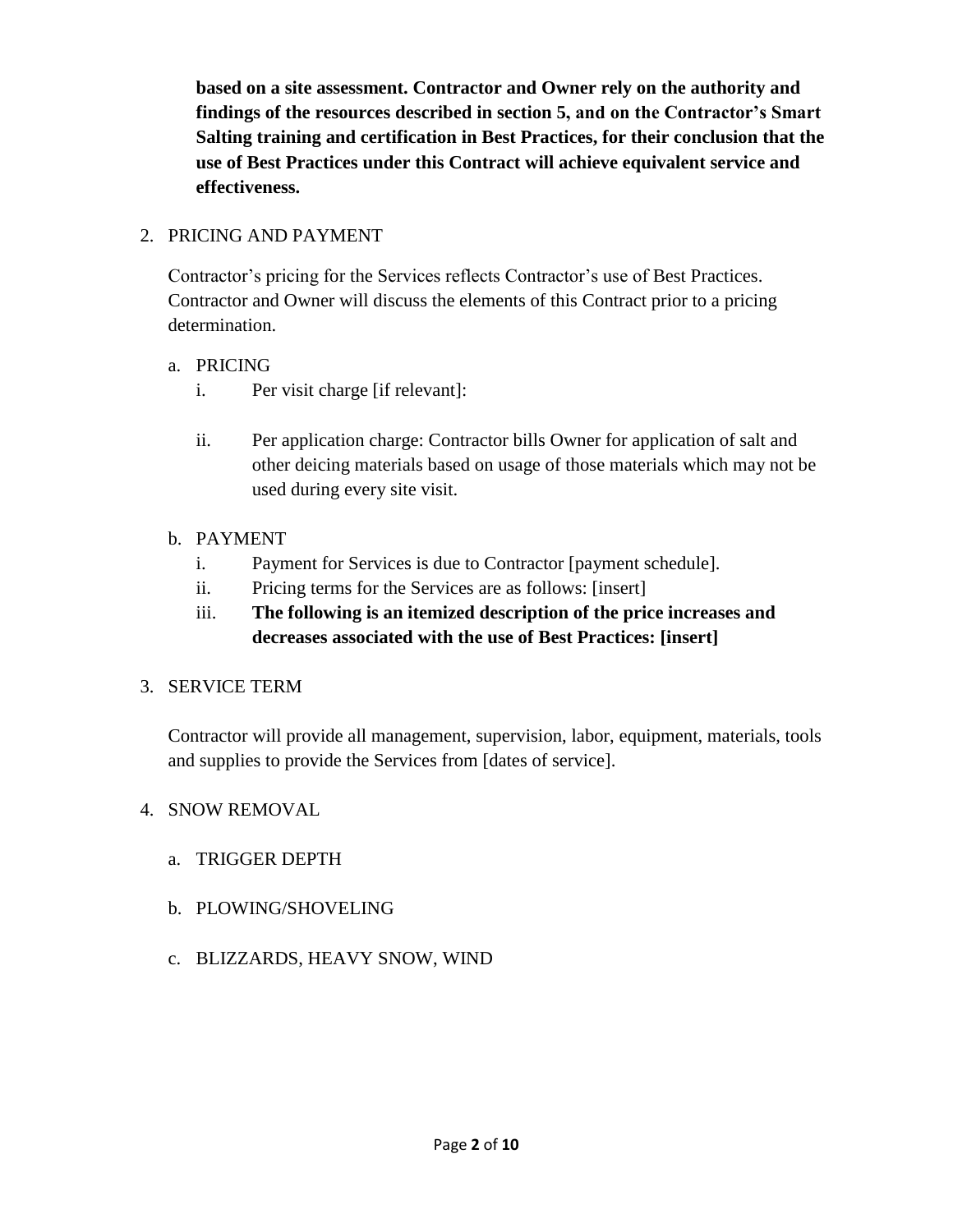**based on a site assessment. Contractor and Owner rely on the authority and findings of the resources described in section 5, and on the Contractor's Smart Salting training and certification in Best Practices, for their conclusion that the use of Best Practices under this Contract will achieve equivalent service and effectiveness.**

2. PRICING AND PAYMENT

   Contractor's pricing for the Services reflects Contractor's use of Best Practices. Contractor and Owner will discuss the elements of this Contract prior to a pricing determination.

   a. PRICING
      i. Per visit charge [if relevant]:
      ii. Per application charge: Contractor bills Owner for application of salt and other deicing materials based on usage of those materials which may not be used during every site visit.

   b. PAYMENT
      i. Payment for Services is due to Contractor [payment schedule].
      ii. Pricing terms for the Services are as follows: [insert]
      iii. **The following is an itemized description of the price increases and decreases associated with the use of Best Practices: [insert]**

3. SERVICE TERM

   Contractor will provide all management, supervision, labor, equipment, materials, tools and supplies to provide the Services from [dates of service].

4. SNOW REMOVAL

   a. TRIGGER DEPTH

   b. PLOWING/SHOVELING

   c. BLIZZARDS, HEAVY SNOW, WIND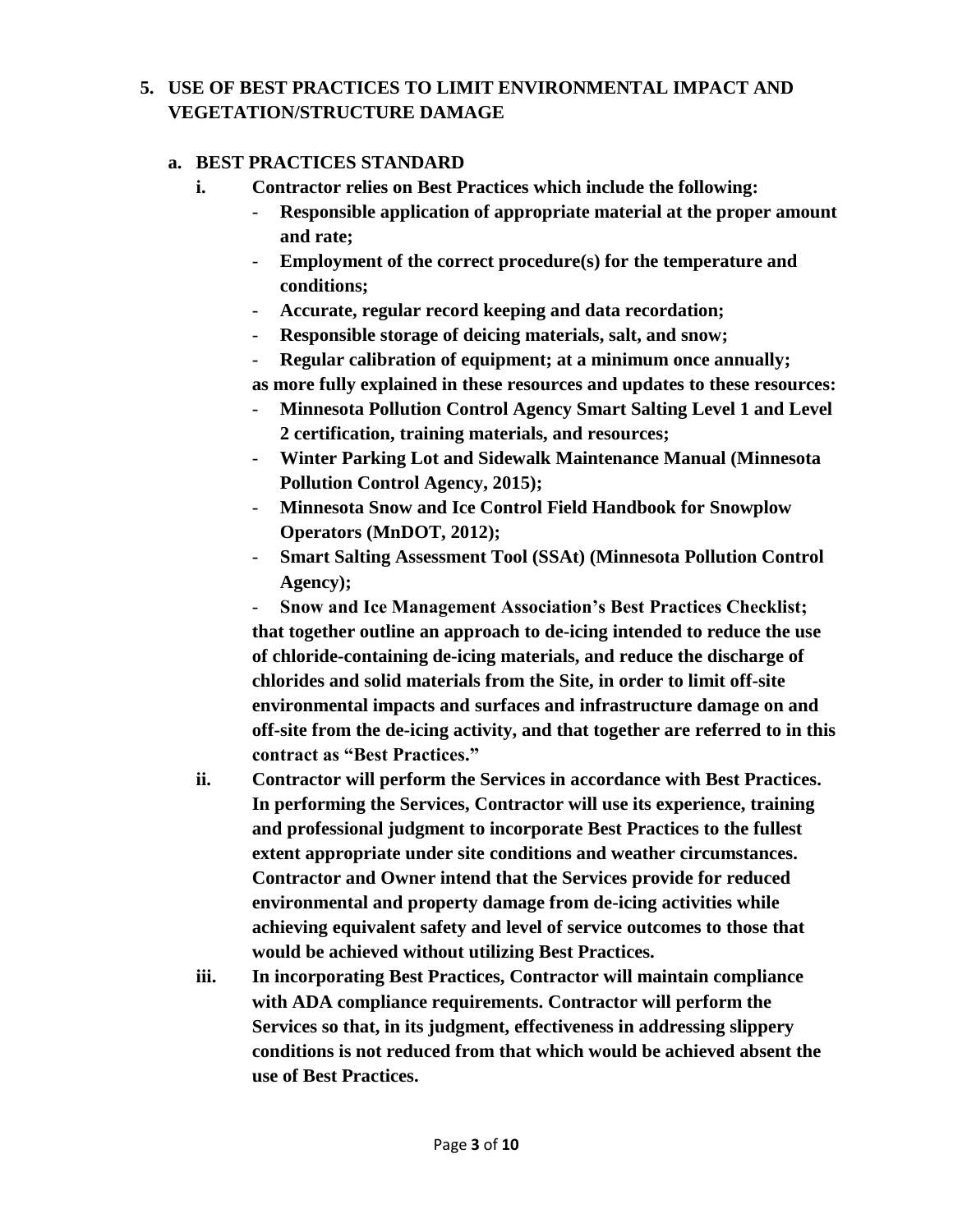## 5. USE OF BEST PRACTICES TO LIMIT ENVIRONMENTAL IMPACT AND VEGETATION/STRUCTURE DAMAGE

### a. BEST PRACTICES STANDARD

**i. Contractor relies on Best Practices which include the following:**

- **Responsible application of appropriate material at the proper amount and rate;**
- **Employment of the correct procedure(s) for the temperature and conditions;**
- **Accurate, regular record keeping and data recordation;**
- **Responsible storage of deicing materials, salt, and snow;**
- **Regular calibration of equipment; at a minimum once annually;**

**as more fully explained in these resources and updates to these resources:**

- **Minnesota Pollution Control Agency Smart Salting Level 1 and Level 2 certification, training materials, and resources;**
- **Winter Parking Lot and Sidewalk Maintenance Manual (Minnesota Pollution Control Agency, 2015);**
- **Minnesota Snow and Ice Control Field Handbook for Snowplow Operators (MnDOT, 2012);**
- **Smart Salting Assessment Tool (SSAt) (Minnesota Pollution Control Agency);**
- **Snow and Ice Management Association's Best Practices Checklist;**

**that together outline an approach to de-icing intended to reduce the use of chloride-containing de-icing materials, and reduce the discharge of chlorides and solid materials from the Site, in order to limit off-site environmental impacts and surfaces and infrastructure damage on and off-site from the de-icing activity, and that together are referred to in this contract as "Best Practices."**

**ii. Contractor will perform the Services in accordance with Best Practices. In performing the Services, Contractor will use its experience, training and professional judgment to incorporate Best Practices to the fullest extent appropriate under site conditions and weather circumstances. Contractor and Owner intend that the Services provide for reduced environmental and property damage from de-icing activities while achieving equivalent safety and level of service outcomes to those that would be achieved without utilizing Best Practices.**

**iii. In incorporating Best Practices, Contractor will maintain compliance with ADA compliance requirements. Contractor will perform the Services so that, in its judgment, effectiveness in addressing slippery conditions is not reduced from that which would be achieved absent the use of Best Practices.**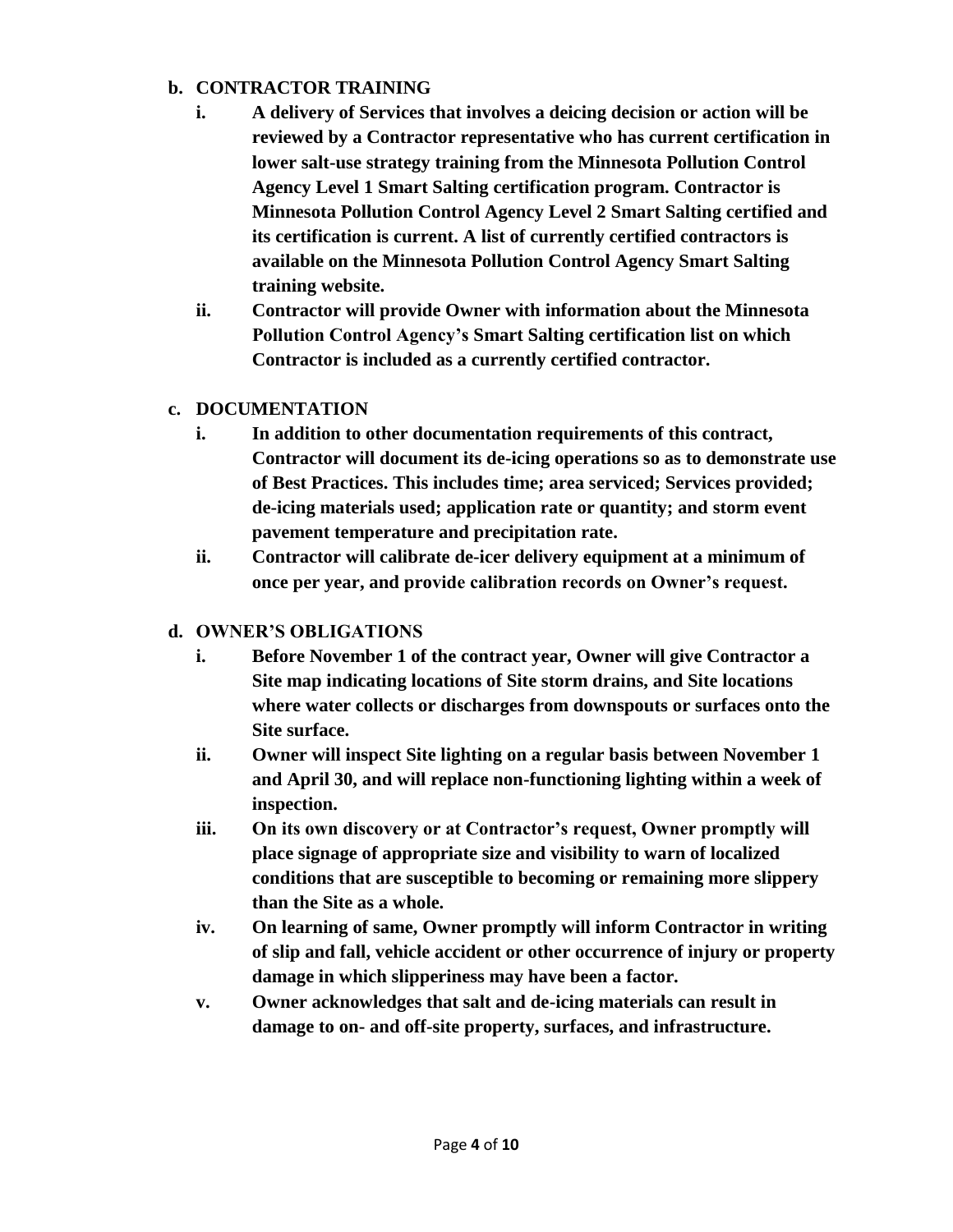**b. CONTRACTOR TRAINING**

**i. A delivery of Services that involves a deicing decision or action will be reviewed by a Contractor representative who has current certification in lower salt-use strategy training from the Minnesota Pollution Control Agency Level 1 Smart Salting certification program. Contractor is Minnesota Pollution Control Agency Level 2 Smart Salting certified and its certification is current. A list of currently certified contractors is available on the Minnesota Pollution Control Agency Smart Salting training website.**

**ii. Contractor will provide Owner with information about the Minnesota Pollution Control Agency's Smart Salting certification list on which Contractor is included as a currently certified contractor.**

**c. DOCUMENTATION**

**i. In addition to other documentation requirements of this contract, Contractor will document its de-icing operations so as to demonstrate use of Best Practices. This includes time; area serviced; Services provided; de-icing materials used; application rate or quantity; and storm event pavement temperature and precipitation rate.**

**ii. Contractor will calibrate de-icer delivery equipment at a minimum of once per year, and provide calibration records on Owner's request.**

**d. OWNER'S OBLIGATIONS**

**i. Before November 1 of the contract year, Owner will give Contractor a Site map indicating locations of Site storm drains, and Site locations where water collects or discharges from downspouts or surfaces onto the Site surface.**

**ii. Owner will inspect Site lighting on a regular basis between November 1 and April 30, and will replace non-functioning lighting within a week of inspection.**

**iii. On its own discovery or at Contractor's request, Owner promptly will place signage of appropriate size and visibility to warn of localized conditions that are susceptible to becoming or remaining more slippery than the Site as a whole.**

**iv. On learning of same, Owner promptly will inform Contractor in writing of slip and fall, vehicle accident or other occurrence of injury or property damage in which slipperiness may have been a factor.**

**v. Owner acknowledges that salt and de-icing materials can result in damage to on- and off-site property, surfaces, and infrastructure.**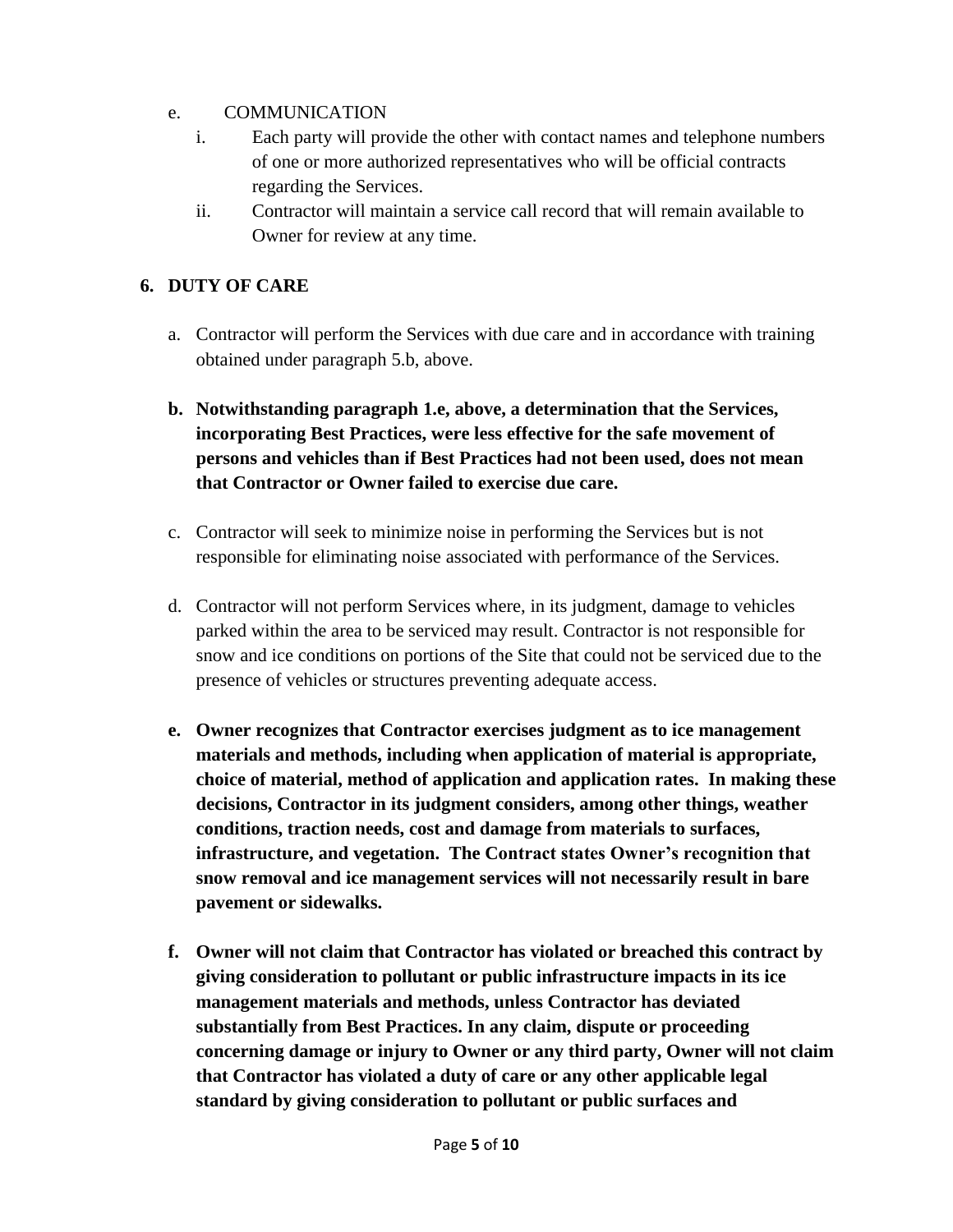e. COMMUNICATION
   i. Each party will provide the other with contact names and telephone numbers of one or more authorized representatives who will be official contracts regarding the Services.
   ii. Contractor will maintain a service call record that will remain available to Owner for review at any time.

## 6. DUTY OF CARE

a. Contractor will perform the Services with due care and in accordance with training obtained under paragraph 5.b, above.

**b. Notwithstanding paragraph 1.e, above, a determination that the Services, incorporating Best Practices, were less effective for the safe movement of persons and vehicles than if Best Practices had not been used, does not mean that Contractor or Owner failed to exercise due care.**

c. Contractor will seek to minimize noise in performing the Services but is not responsible for eliminating noise associated with performance of the Services.

d. Contractor will not perform Services where, in its judgment, damage to vehicles parked within the area to be serviced may result. Contractor is not responsible for snow and ice conditions on portions of the Site that could not be serviced due to the presence of vehicles or structures preventing adequate access.

**e. Owner recognizes that Contractor exercises judgment as to ice management materials and methods, including when application of material is appropriate, choice of material, method of application and application rates. In making these decisions, Contractor in its judgment considers, among other things, weather conditions, traction needs, cost and damage from materials to surfaces, infrastructure, and vegetation. The Contract states Owner's recognition that snow removal and ice management services will not necessarily result in bare pavement or sidewalks.**

**f. Owner will not claim that Contractor has violated or breached this contract by giving consideration to pollutant or public infrastructure impacts in its ice management materials and methods, unless Contractor has deviated substantially from Best Practices. In any claim, dispute or proceeding concerning damage or injury to Owner or any third party, Owner will not claim that Contractor has violated a duty of care or any other applicable legal standard by giving consideration to pollutant or public surfaces and**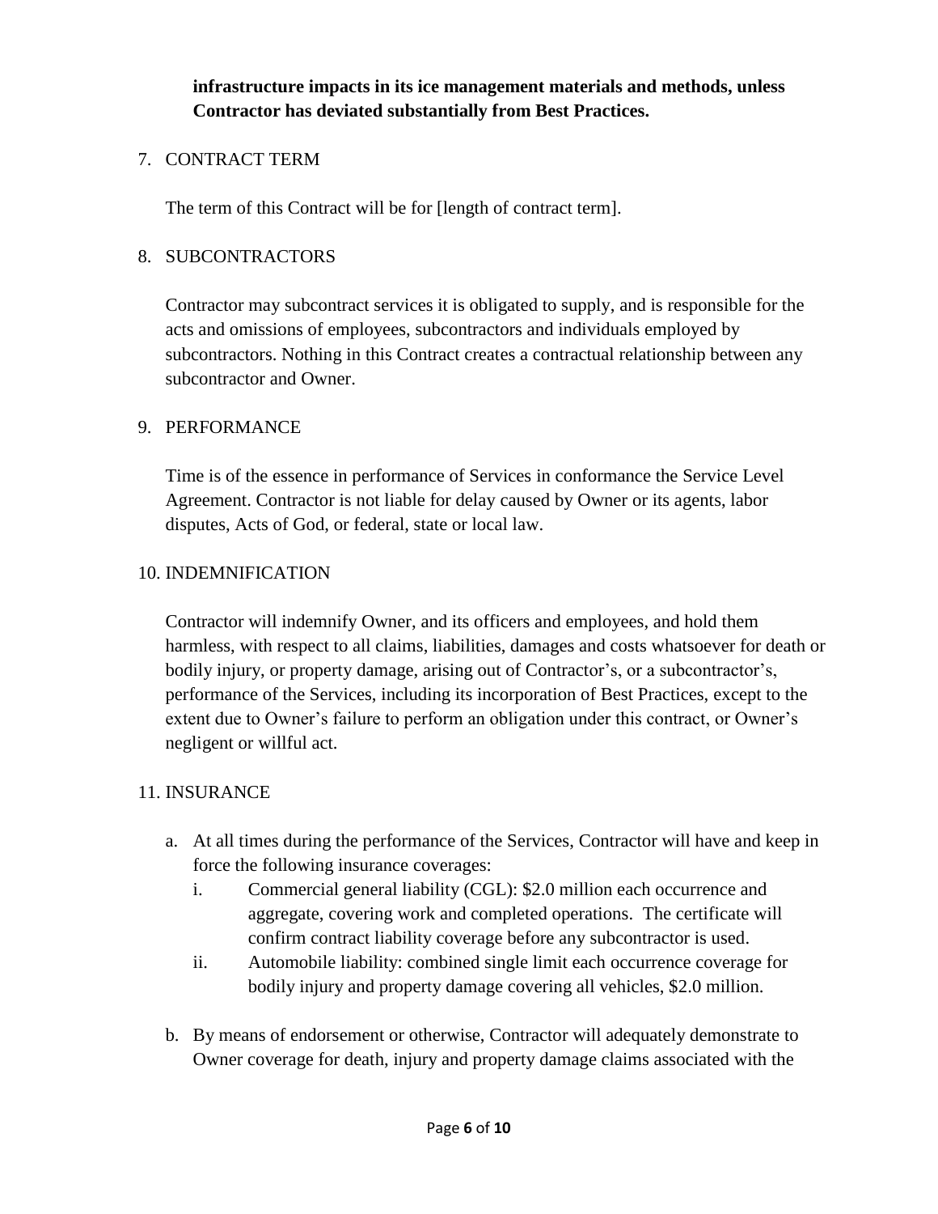**infrastructure impacts in its ice management materials and methods, unless Contractor has deviated substantially from Best Practices.**

7. CONTRACT TERM

   The term of this Contract will be for [length of contract term].

8. SUBCONTRACTORS

   Contractor may subcontract services it is obligated to supply, and is responsible for the acts and omissions of employees, subcontractors and individuals employed by subcontractors. Nothing in this Contract creates a contractual relationship between any subcontractor and Owner.

9. PERFORMANCE

   Time is of the essence in performance of Services in conformance the Service Level Agreement. Contractor is not liable for delay caused by Owner or its agents, labor disputes, Acts of God, or federal, state or local law.

10. INDEMNIFICATION

    Contractor will indemnify Owner, and its officers and employees, and hold them harmless, with respect to all claims, liabilities, damages and costs whatsoever for death or bodily injury, or property damage, arising out of Contractor's, or a subcontractor's, performance of the Services, including its incorporation of Best Practices, except to the extent due to Owner's failure to perform an obligation under this contract, or Owner's negligent or willful act.

11. INSURANCE

    a. At all times during the performance of the Services, Contractor will have and keep in force the following insurance coverages:
       i. Commercial general liability (CGL): $2.0 million each occurrence and aggregate, covering work and completed operations. The certificate will confirm contract liability coverage before any subcontractor is used.
       ii. Automobile liability: combined single limit each occurrence coverage for bodily injury and property damage covering all vehicles, $2.0 million.

    b. By means of endorsement or otherwise, Contractor will adequately demonstrate to Owner coverage for death, injury and property damage claims associated with the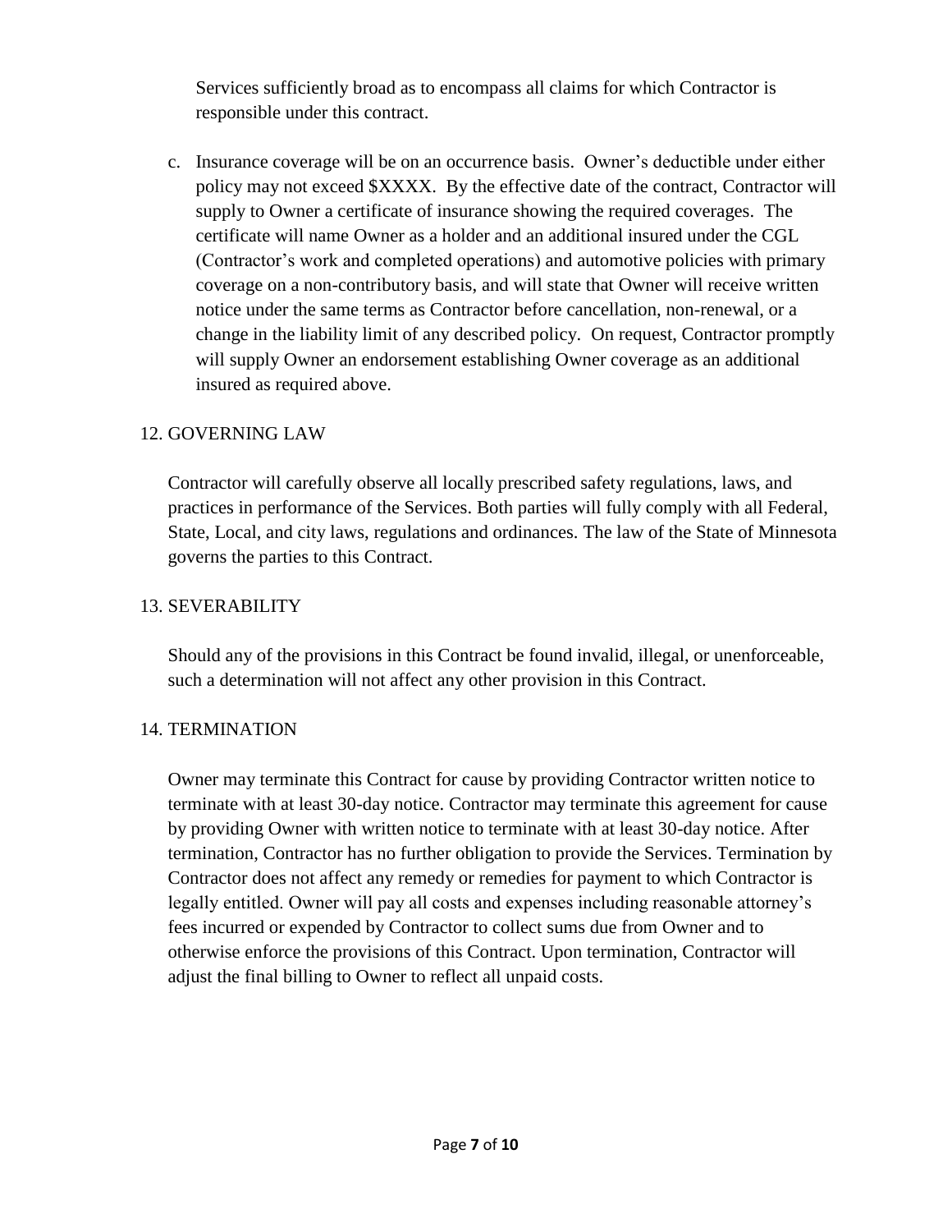Services sufficiently broad as to encompass all claims for which Contractor is responsible under this contract.

c. Insurance coverage will be on an occurrence basis. Owner's deductible under either policy may not exceed $XXXX. By the effective date of the contract, Contractor will supply to Owner a certificate of insurance showing the required coverages. The certificate will name Owner as a holder and an additional insured under the CGL (Contractor's work and completed operations) and automotive policies with primary coverage on a non-contributory basis, and will state that Owner will receive written notice under the same terms as Contractor before cancellation, non-renewal, or a change in the liability limit of any described policy. On request, Contractor promptly will supply Owner an endorsement establishing Owner coverage as an additional insured as required above.

## 12. GOVERNING LAW

Contractor will carefully observe all locally prescribed safety regulations, laws, and practices in performance of the Services. Both parties will fully comply with all Federal, State, Local, and city laws, regulations and ordinances. The law of the State of Minnesota governs the parties to this Contract.

## 13. SEVERABILITY

Should any of the provisions in this Contract be found invalid, illegal, or unenforceable, such a determination will not affect any other provision in this Contract.

## 14. TERMINATION

Owner may terminate this Contract for cause by providing Contractor written notice to terminate with at least 30-day notice. Contractor may terminate this agreement for cause by providing Owner with written notice to terminate with at least 30-day notice. After termination, Contractor has no further obligation to provide the Services. Termination by Contractor does not affect any remedy or remedies for payment to which Contractor is legally entitled. Owner will pay all costs and expenses including reasonable attorney's fees incurred or expended by Contractor to collect sums due from Owner and to otherwise enforce the provisions of this Contract. Upon termination, Contractor will adjust the final billing to Owner to reflect all unpaid costs.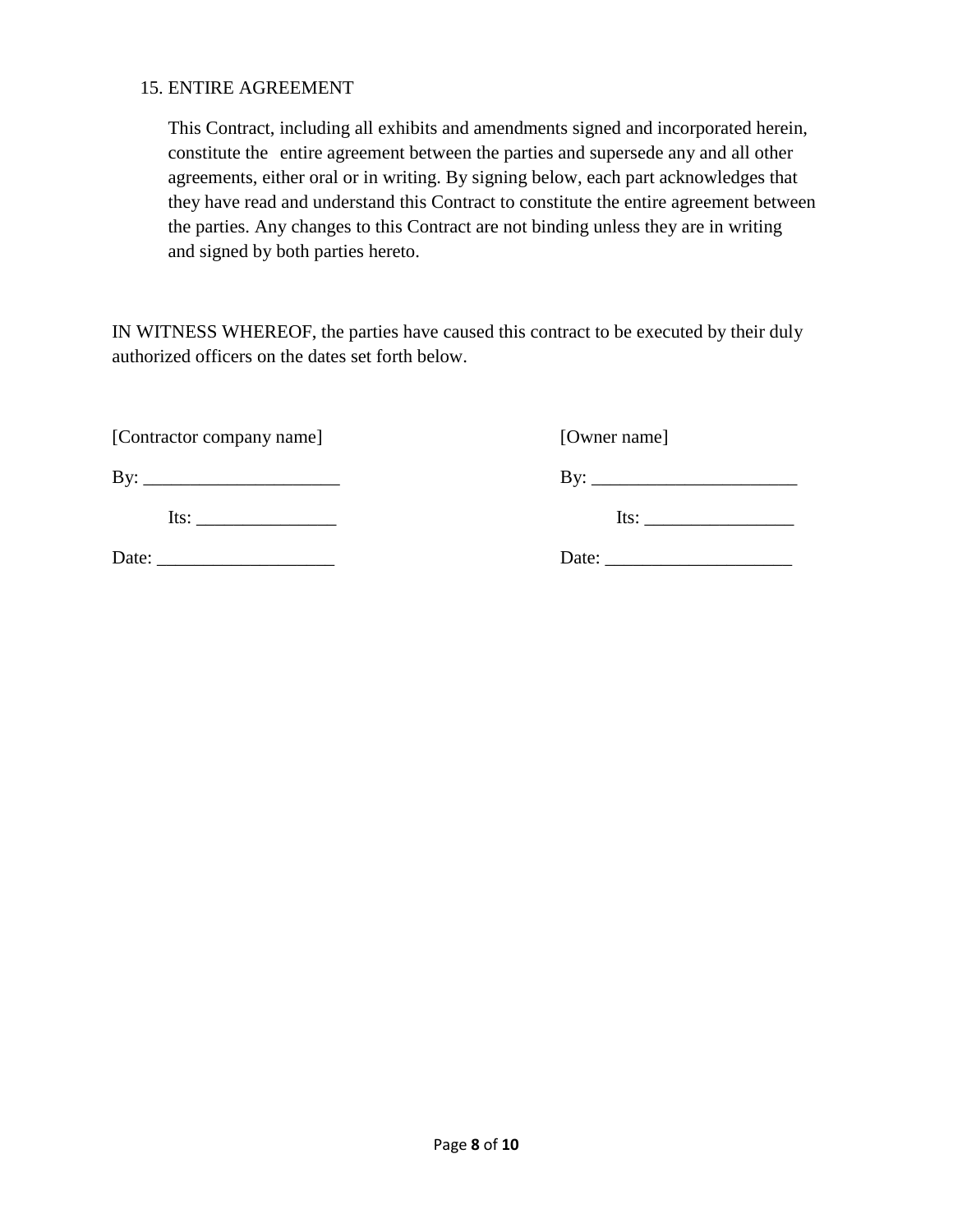15. ENTIRE AGREEMENT

This Contract, including all exhibits and amendments signed and incorporated herein, constitute the entire agreement between the parties and supersede any and all other agreements, either oral or in writing. By signing below, each part acknowledges that they have read and understand this Contract to constitute the entire agreement between the parties. Any changes to this Contract are not binding unless they are in writing and signed by both parties hereto.

IN WITNESS WHEREOF, the parties have caused this contract to be executed by their duly authorized officers on the dates set forth below.

| [Contractor company name] | [Owner name] |
|---|---|
| By: _____________________ | By: ______________________ |
| Its: _______________ | Its: ________________ |
| Date: ___________________ | Date: ____________________ |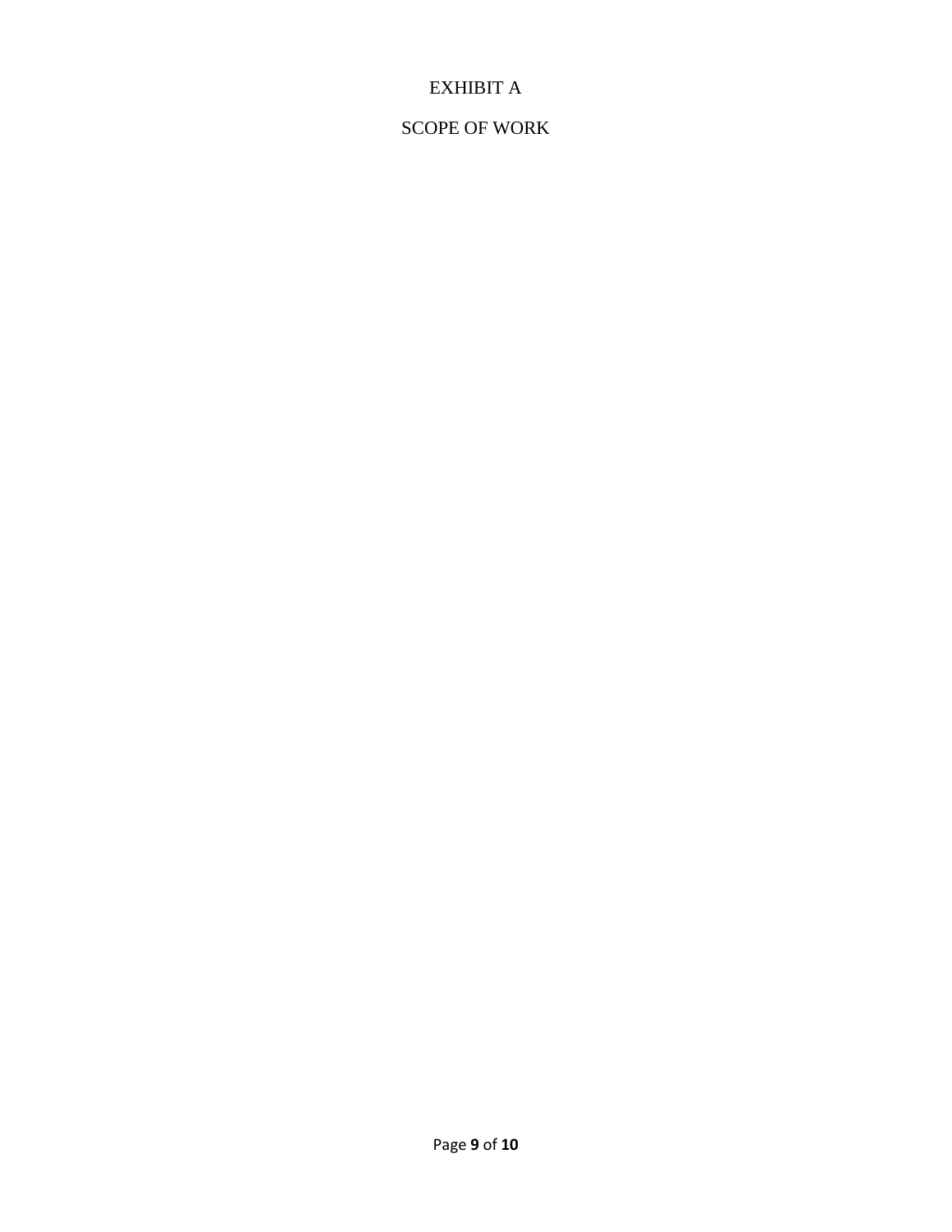# EXHIBIT A

## SCOPE OF WORK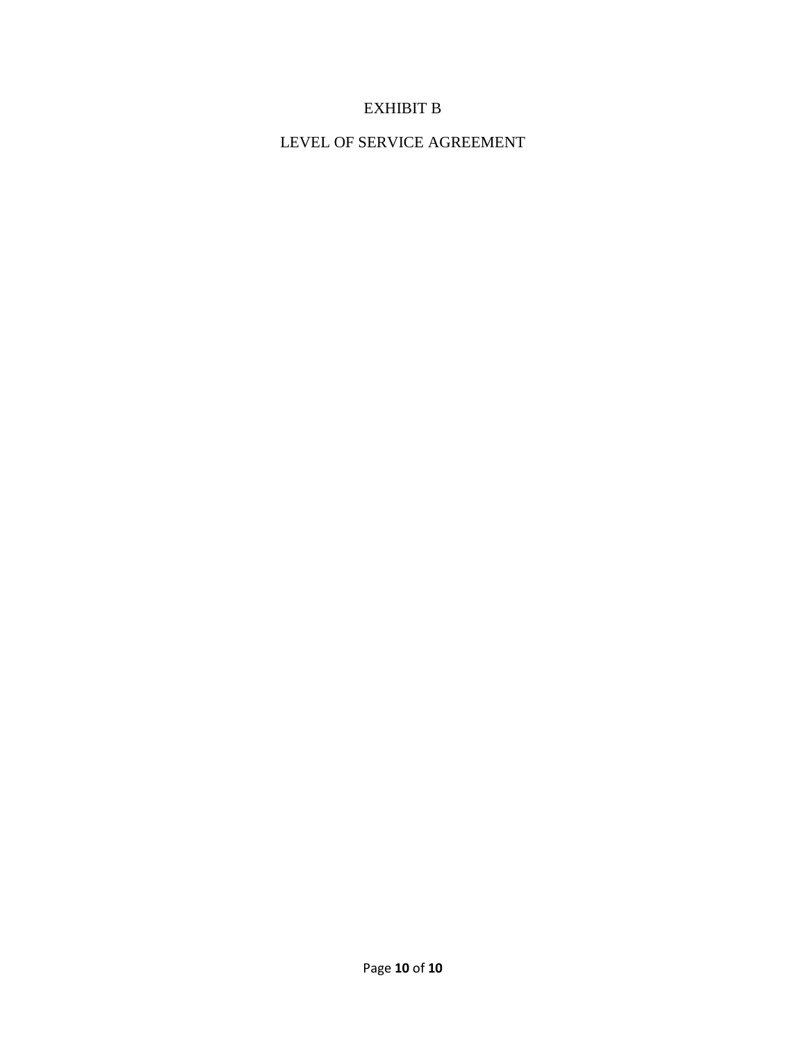# EXHIBIT B

## LEVEL OF SERVICE AGREEMENT